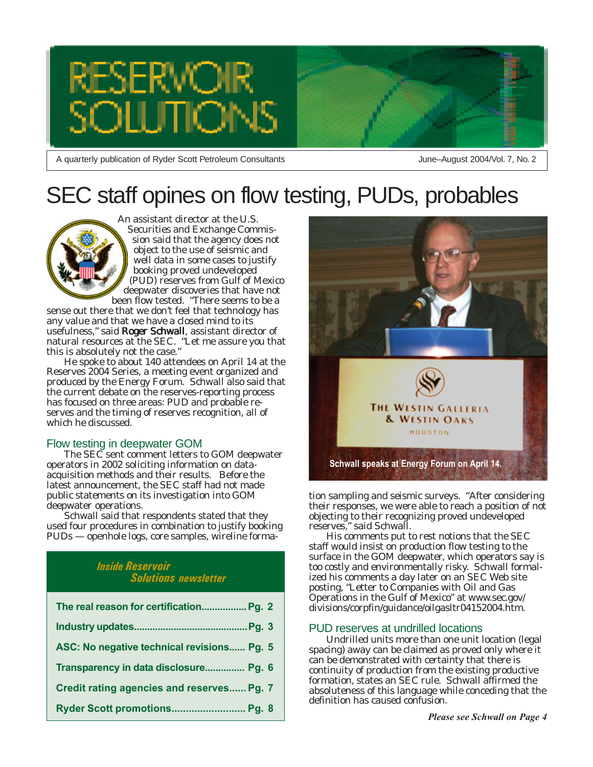# RESERVOIR SOLUTIONS

A quarterly publication of Ryder Scott Petroleum Consultants

June–August 2004/Vol. 7, No. 2

# SEC staff opines on flow testing, PUDs, probables

An assistant director at the U.S. Securities and Exchange Commission said that the agency does not object to the use of seismic and well data in some cases to justify booking proved undeveloped (PUD) reserves from Gulf of Mexico deepwater discoveries that have not been flow tested. "There seems to be a sense out there that we don't feel that technology has any value and that we have a closed mind to its usefulness," said **Roger Schwall**, assistant director of natural resources at the SEC. "Let me assure you that this is absolutely not the case."

He spoke to about 140 attendees on April 14 at the Reserves 2004 Series, a meeting event organized and produced by the Energy Forum. Schwall also said that the current debate on the reserves-reporting process has focused on three areas: PUD and probable reserves and the timing of reserves recognition, all of which he discussed.

## Flow testing in deepwater GOM

The SEC sent comment letters to GOM deepwater operators in 2002 soliciting information on data-acquisition methods and their results. Before the latest announcement, the SEC staff had not made public statements on its investigation into GOM deepwater operations.

Schwall said that respondents stated that they used four procedures in combination to justify booking PUDs — openhole logs, core samples, wireline formation sampling and seismic surveys. "After considering their responses, we were able to reach a position of not objecting to their recognizing proved undeveloped reserves," said Schwall.

Schwall speaks at Energy Forum on April 14.

His comments put to rest notions that the SEC staff would insist on production flow testing to the surface in the GOM deepwater, which operators say is too costly and environmentally risky. Schwall formalized his comments a day later on an SEC Web site posting, "Letter to Companies with Oil and Gas Operations in the Gulf of Mexico" at www.sec.gov/divisions/corpfin/guidance/oilgasltr04152004.htm.

## PUD reserves at undrilled locations

Undrilled units more than one unit location (legal spacing) away can be claimed as proved only where it can be demonstrated with certainty that there is continuity of production from the existing productive formation, states an SEC rule. Schwall affirmed the absoluteness of this language while conceding that the definition has caused confusion.

*Please see Schwall on Page 4*

**Inside Reservoir Solutions newsletter**

| | |
|---|---|
| The real reason for certification | Pg. 2 |
| Industry updates | Pg. 3 |
| ASC: No negative technical revisions | Pg. 5 |
| Transparency in data disclosure | Pg. 6 |
| Credit rating agencies and reserves | Pg. 7 |
| Ryder Scott promotions | Pg. 8 |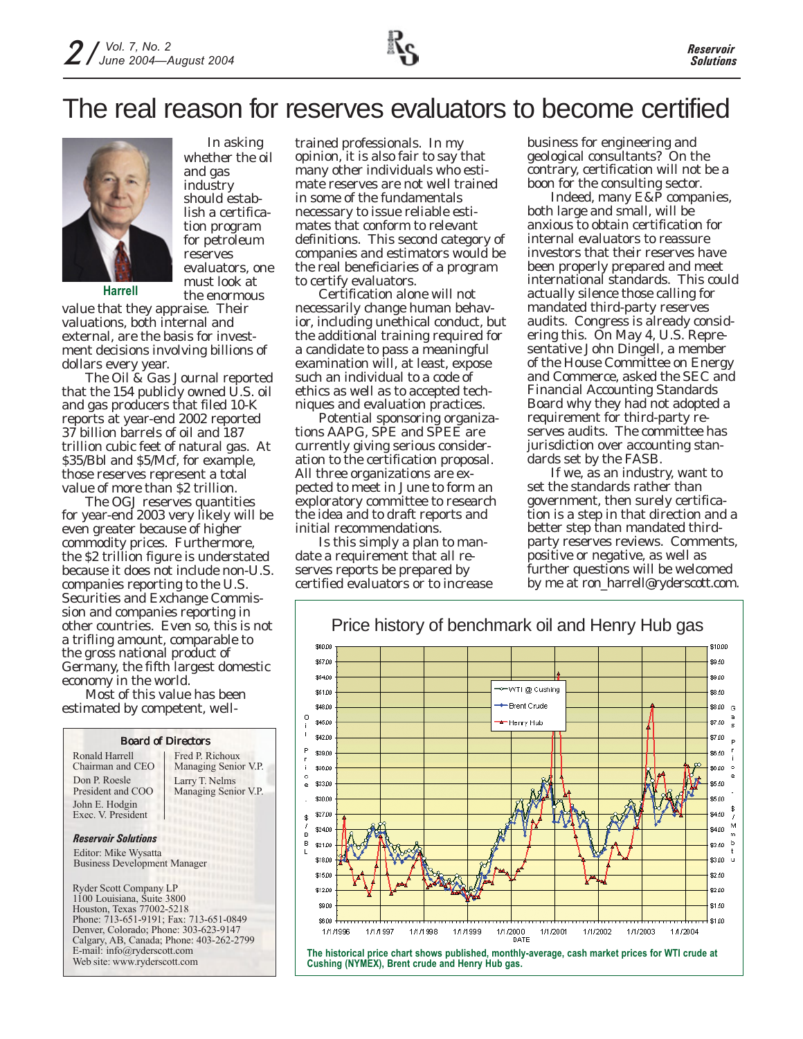# The real reason for reserves evaluators to become certified

Harrell

In asking whether the oil and gas industry should establish a certification program for petroleum reserves evaluators, one must look at the enormous value that they appraise. Their valuations, both internal and external, are the basis for investment decisions involving billions of dollars every year.

The Oil & Gas Journal reported that the 154 publicly owned U.S. oil and gas producers that filed 10-K reports at year-end 2002 reported 37 billion barrels of oil and 187 trillion cubic feet of natural gas. At $35/Bbl and $5/Mcf, for example, those reserves represent a total value of more than $2 trillion.

The OGJ reserves quantities for year-end 2003 very likely will be even greater because of higher commodity prices. Furthermore, the $2 trillion figure is understated because it does not include non-U.S. companies reporting to the U.S. Securities and Exchange Commission and companies reporting in other countries. Even so, this is not a trifling amount, comparable to the gross national product of Germany, the fifth largest domestic economy in the world.

Most of this value has been estimated by competent, well-trained professionals. In my opinion, it is also fair to say that many other individuals who estimate reserves are not well trained in some of the fundamentals necessary to issue reliable estimates that conform to relevant definitions. This second category of companies and estimators would be the real beneficiaries of a program to certify evaluators.

Certification alone will not necessarily change human behavior, including unethical conduct, but the additional training required for a candidate to pass a meaningful examination will, at least, expose such an individual to a code of ethics as well as to accepted techniques and evaluation practices.

Potential sponsoring organizations AAPG, SPE and SPEE are currently giving serious consideration to the certification proposal. All three organizations are expected to meet in June to form an exploratory committee to research the idea and to draft reports and initial recommendations.

Is this simply a plan to mandate a requirement that all reserves reports be prepared by certified evaluators or to increase business for engineering and geological consultants? On the contrary, certification will not be a boon for the consulting sector.

Indeed, many E&P companies, both large and small, will be anxious to obtain certification for internal evaluators to reassure investors that their reserves have been properly prepared and meet international standards. This could actually silence those calling for mandated third-party reserves audits. Congress is already considering this. On May 4, U.S. Representative John Dingell, a member of the House Committee on Energy and Commerce, asked the SEC and Financial Accounting Standards Board why they had not adopted a requirement for third-party reserves audits. The committee has jurisdiction over accounting standards set by the FASB.

If we, as an industry, want to set the standards rather than government, then surely certification is a step in that direction and a better step than mandated third-party reserves reviews. Comments, positive or negative, as well as further questions will be welcomed by me at ron_harrell@ryderscott.com.

**Board of Directors**

Ronald Harrell
Chairman and CEO

Don P. Roesle
President and COO

John E. Hodgin
Exec. V. President

Fred P. Richoux
Managing Senior V.P.

Larry T. Nelms
Managing Senior V.P.

***Reservoir Solutions***

Editor: Mike Wysatta
Business Development Manager

Ryder Scott Company LP
1100 Louisiana, Suite 3800
Houston, Texas 77002-5218
Phone: 713-651-9191; Fax: 713-651-0849
Denver, Colorado; Phone: 303-623-9147
Calgary, AB, Canada; Phone: 403-262-2799
E-mail: info@ryderscott.com
Web site: www.ryderscott.com

Price history of benchmark oil and Henry Hub gas

**The historical price chart shows published, monthly-average, cash market prices for WTI crude at Cushing (NYMEX), Brent crude and Henry Hub gas.**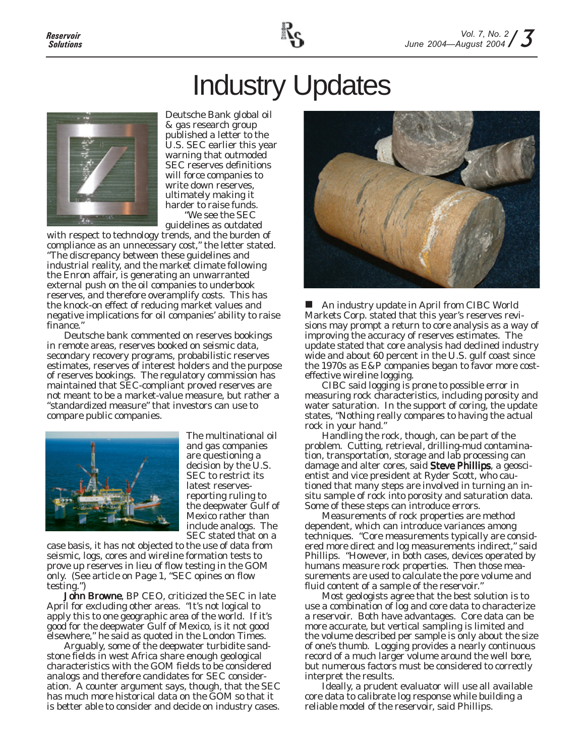# Industry Updates

Deutsche Bank global oil & gas research group published a letter to the U.S. SEC earlier this year warning that outmoded SEC reserves definitions will force companies to write down reserves, ultimately making it harder to raise funds.

"We see the SEC guidelines as outdated with respect to technology trends, and the burden of compliance as an unnecessary cost," the letter stated. "The discrepancy between these guidelines and industrial reality, and the market climate following the Enron affair, is generating an unwarranted external push on the oil companies to underbook reserves, and therefore overamplify costs. This has the knock-on effect of reducing market values and negative implications for oil companies' ability to raise finance."

Deutsche bank commented on reserves bookings in remote areas, reserves booked on seismic data, secondary recovery programs, probabilistic reserves estimates, reserves of interest holders and the purpose of reserves bookings. The regulatory commission has maintained that SEC-compliant proved reserves are not meant to be a market-value measure, but rather a "standardized measure" that investors can use to compare public companies.

The multinational oil and gas companies are questioning a decision by the U.S. SEC to restrict its latest reserves-reporting ruling to the deepwater Gulf of Mexico rather than include analogs. The SEC stated that on a case basis, it has not objected to the use of data from seismic, logs, cores and wireline formation tests to prove up reserves in lieu of flow testing in the GOM only. (See article on Page 1, "SEC opines on flow testing.")

**John Browne**, BP CEO, criticized the SEC in late April for excluding other areas. "It's not logical to apply this to one geographic area of the world. If it's good for the deepwater Gulf of Mexico, is it not good elsewhere," he said as quoted in the London Times.

Arguably, some of the deepwater turbidite sandstone fields in west Africa share enough geological characteristics with the GOM fields to be considered analogs and therefore candidates for SEC consideration. A counter argument says, though, that the SEC has much more historical data on the GOM so that it is better able to consider and decide on industry cases.

■ An industry update in April from CIBC World Markets Corp. stated that this year's reserves revisions may prompt a return to core analysis as a way of improving the accuracy of reserves estimates. The update stated that core analysis had declined industry wide and about 60 percent in the U.S. gulf coast since the 1970s as E&P companies began to favor more cost-effective wireline logging.

CIBC said logging is prone to possible error in measuring rock characteristics, including porosity and water saturation. In the support of coring, the update states, "Nothing really compares to having the actual rock in your hand."

Handling the rock, though, can be part of the problem. Cutting, retrieval, drilling-mud contamination, transportation, storage and lab processing can damage and alter cores, said **Steve Phillips**, a geoscientist and vice president at Ryder Scott, who cautioned that many steps are involved in turning an in-situ sample of rock into porosity and saturation data. Some of these steps can introduce errors.

Measurements of rock properties are method dependent, which can introduce variances among techniques. "Core measurements typically are considered more direct and log measurements indirect," said Phillips. "However, in both cases, devices operated by humans measure rock properties. Then those measurements are used to calculate the pore volume and fluid content of a sample of the reservoir."

Most geologists agree that the best solution is to use a combination of log and core data to characterize a reservoir. Both have advantages. Core data can be more accurate, but vertical sampling is limited and the volume described per sample is only about the size of one's thumb. Logging provides a nearly continuous record of a much larger volume around the well bore, but numerous factors must be considered to correctly interpret the results.

Ideally, a prudent evaluator will use all available core data to calibrate log response while building a reliable model of the reservoir, said Phillips.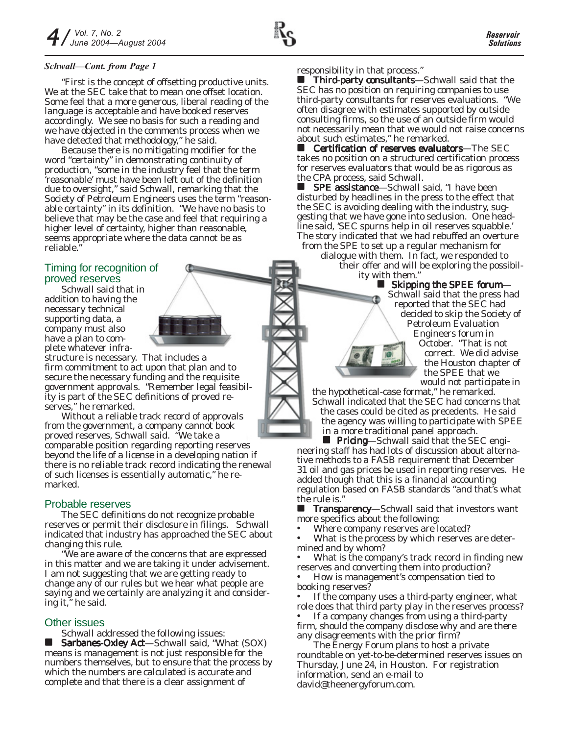*Schwall—Cont. from Page 1*

"First is the concept of offsetting productive units. We at the SEC take that to mean one offset location. Some feel that a more generous, liberal reading of the language is acceptable and have booked reserves accordingly. We see no basis for such a reading and we have objected in the comments process when we have detected that methodology," he said.

Because there is no mitigating modifier for the word "certainty" in demonstrating continuity of production, "some in the industry feel that the term 'reasonable' must have been left out of the definition due to oversight," said Schwall, remarking that the Society of Petroleum Engineers uses the term "reasonable certainty" in its definition. "We have no basis to believe that may be the case and feel that requiring a higher level of certainty, higher than reasonable, seems appropriate where the data cannot be as reliable."

## Timing for recognition of proved reserves

Schwall said that in addition to having the necessary technical supporting data, a company must also have a plan to complete whatever infrastructure is necessary. That includes a firm commitment to act upon that plan and to secure the necessary funding and the requisite government approvals. "Remember legal feasibility is part of the SEC definitions of proved reserves," he remarked.

Without a reliable track record of approvals from the government, a company cannot book proved reserves, Schwall said. "We take a comparable position regarding reporting reserves beyond the life of a license in a developing nation if there is no reliable track record indicating the renewal of such licenses is essentially automatic," he remarked.

## Probable reserves

The SEC definitions do not recognize probable reserves or permit their disclosure in filings. Schwall indicated that industry has approached the SEC about changing this rule.

"We are aware of the concerns that are expressed in this matter and we are taking it under advisement. I am not suggesting that we are getting ready to change any of our rules but we hear what people are saying and we certainly are analyzing it and considering it," he said.

## Other issues

Schwall addressed the following issues:

- **Sarbanes-Oxley Act**—Schwall said, "What (SOX) means is management is not just responsible for the numbers themselves, but to ensure that the process by which the numbers are calculated is accurate and complete and that there is a clear assignment of responsibility in that process."
- **Third-party consultants**—Schwall said that the SEC has no position on requiring companies to use third-party consultants for reserves evaluations. "We often disagree with estimates supported by outside consulting firms, so the use of an outside firm would not necessarily mean that we would not raise concerns about such estimates," he remarked.
- **Certification of reserves evaluators**—The SEC takes no position on a structured certification process for reserves evaluators that would be as rigorous as the CPA process, said Schwall.
- **SPE assistance**—Schwall said, "I have been disturbed by headlines in the press to the effect that the SEC is avoiding dealing with the industry, suggesting that we have gone into seclusion. One headline said, 'SEC spurns help in oil reserves squabble.' The story indicated that we had rebuffed an overture from the SPE to set up a regular mechanism for dialogue with them. In fact, we responded to their offer and will be exploring the possibility with them."
- **Skipping the SPEE forum**—Schwall said that the press had reported that the SEC had decided to skip the Society of Petroleum Evaluation Engineers forum in October. "That is not correct. We did advise the Houston chapter of the SPEE that we would not participate in the hypothetical-case format," he remarked. Schwall indicated that the SEC had concerns that the cases could be cited as precedents. He said the agency was willing to participate with SPEE in a more traditional panel approach.
- **Pricing**—Schwall said that the SEC engineering staff has had lots of discussion about alternative methods to a FASB requirement that December 31 oil and gas prices be used in reporting reserves. He added though that this is a financial accounting regulation based on FASB standards "and that's what the rule is."
- **Transparency**—Schwall said that investors want more specifics about the following:
  - Where company reserves are located?
  - What is the process by which reserves are determined and by whom?
  - What is the company's track record in finding new reserves and converting them into production?
  - How is management's compensation tied to booking reserves?
  - If the company uses a third-party engineer, what role does that third party play in the reserves process?
  - If a company changes from using a third-party firm, should the company disclose why and are there any disagreements with the prior firm?

The Energy Forum plans to host a private roundtable on yet-to-be-determined reserves issues on Thursday, June 24, in Houston. For registration information, send an e-mail to david@theenergyforum.com.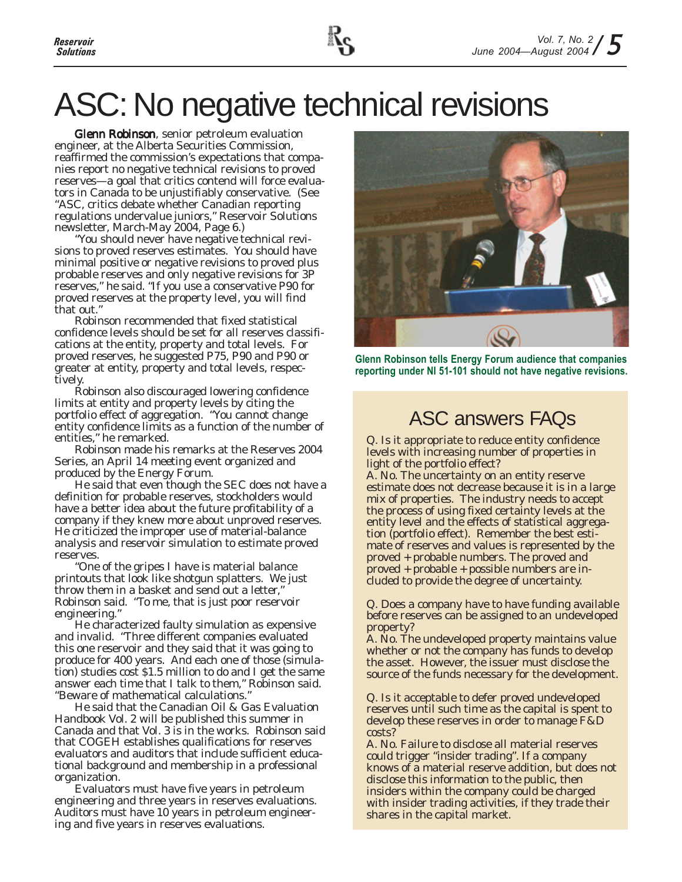# ASC: No negative technical revisions

**Glenn Robinson**, senior petroleum evaluation engineer, at the Alberta Securities Commission, reaffirmed the commission's expectations that companies report no negative technical revisions to proved reserves—a goal that critics contend will force evaluators in Canada to be unjustifiably conservative. (See "ASC, critics debate whether Canadian reporting regulations undervalue juniors," Reservoir Solutions newsletter, March-May 2004, Page 6.)

"You should never have negative technical revisions to proved reserves estimates. You should have minimal positive or negative revisions to proved plus probable reserves and only negative revisions for 3P reserves," he said. "If you use a conservative P90 for proved reserves at the property level, you will find that out."

Robinson recommended that fixed statistical confidence levels should be set for all reserves classifications at the entity, property and total levels. For proved reserves, he suggested P75, P90 and P90 or greater at entity, property and total levels, respectively.

Robinson also discouraged lowering confidence limits at entity and property levels by citing the portfolio effect of aggregation. "You cannot change entity confidence limits as a function of the number of entities," he remarked.

Robinson made his remarks at the Reserves 2004 Series, an April 14 meeting event organized and produced by the Energy Forum.

He said that even though the SEC does not have a definition for probable reserves, stockholders would have a better idea about the future profitability of a company if they knew more about unproved reserves. He criticized the improper use of material-balance analysis and reservoir simulation to estimate proved reserves.

"One of the gripes I have is material balance printouts that look like shotgun splatters. We just throw them in a basket and send out a letter," Robinson said. "To me, that is just poor reservoir engineering."

He characterized faulty simulation as expensive and invalid. "Three different companies evaluated this one reservoir and they said that it was going to produce for 400 years. And each one of those (simulation) studies cost $1.5 million to do and I get the same answer each time that I talk to them," Robinson said. "Beware of mathematical calculations."

He said that the Canadian Oil & Gas Evaluation Handbook Vol. 2 will be published this summer in Canada and that Vol. 3 is in the works. Robinson said that COGEH establishes qualifications for reserves evaluators and auditors that include sufficient educational background and membership in a professional organization.

Evaluators must have five years in petroleum engineering and three years in reserves evaluations. Auditors must have 10 years in petroleum engineering and five years in reserves evaluations.

**Glenn Robinson tells Energy Forum audience that companies reporting under NI 51-101 should not have negative revisions.**

## ASC answers FAQs

Q. Is it appropriate to reduce entity confidence levels with increasing number of properties in light of the portfolio effect?

A. No. The uncertainty on an entity reserve estimate does not decrease because it is in a large mix of properties. The industry needs to accept the process of using fixed certainty levels at the entity level and the effects of statistical aggregation (portfolio effect). Remember the best estimate of reserves and values is represented by the proved + probable numbers. The proved and proved + probable + possible numbers are included to provide the degree of uncertainty.

Q. Does a company have to have funding available before reserves can be assigned to an undeveloped property?

A. No. The undeveloped property maintains value whether or not the company has funds to develop the asset. However, the issuer must disclose the source of the funds necessary for the development.

Q. Is it acceptable to defer proved undeveloped reserves until such time as the capital is spent to develop these reserves in order to manage F&D costs?

A. No. Failure to disclose all material reserves could trigger "insider trading". If a company knows of a material reserve addition, but does not disclose this information to the public, then insiders within the company could be charged with insider trading activities, if they trade their shares in the capital market.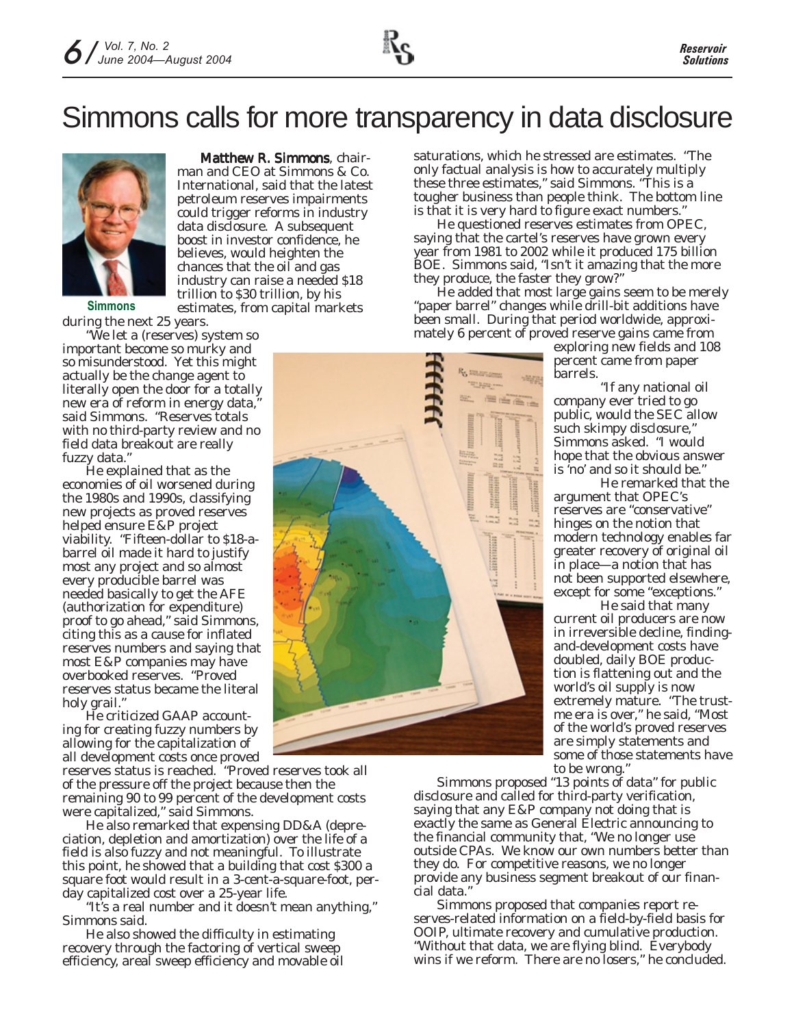# Simmons calls for more transparency in data disclosure

Simmons

**Matthew R. Simmons**, chairman and CEO at Simmons & Co. International, said that the latest petroleum reserves impairments could trigger reforms in industry data disclosure. A subsequent boost in investor confidence, he believes, would heighten the chances that the oil and gas industry can raise a needed $18 trillion to $30 trillion, by his estimates, from capital markets during the next 25 years.

"We let a (reserves) system so important become so murky and so misunderstood. Yet this might actually be the change agent to literally open the door for a totally new era of reform in energy data," said Simmons. "Reserves totals with no third-party review and no field data breakout are really fuzzy data."

He explained that as the economies of oil worsened during the 1980s and 1990s, classifying new projects as proved reserves helped ensure E&P project viability. "Fifteen-dollar to $18-a-barrel oil made it hard to justify most any project and so almost every producible barrel was needed basically to get the AFE (authorization for expenditure) proof to go ahead," said Simmons, citing this as a cause for inflated reserves numbers and saying that most E&P companies may have overbooked reserves. "Proved reserves status became the literal holy grail."

He criticized GAAP accounting for creating fuzzy numbers by allowing for the capitalization of all development costs once proved reserves status is reached. "Proved reserves took all of the pressure off the project because then the remaining 90 to 99 percent of the development costs were capitalized," said Simmons.

He also remarked that expensing DD&A (depreciation, depletion and amortization) over the life of a field is also fuzzy and not meaningful. To illustrate this point, he showed that a building that cost $300 a square foot would result in a 3-cent-a-square-foot, per-day capitalized cost over a 25-year life.

"It's a real number and it doesn't mean anything," Simmons said.

He also showed the difficulty in estimating recovery through the factoring of vertical sweep efficiency, areal sweep efficiency and movable oil saturations, which he stressed are estimates. "The only factual analysis is how to accurately multiply these three estimates," said Simmons. "This is a tougher business than people think. The bottom line is that it is very hard to figure exact numbers."

He questioned reserves estimates from OPEC, saying that the cartel's reserves have grown every year from 1981 to 2002 while it produced 175 billion BOE. Simmons said, "Isn't it amazing that the more they produce, the faster they grow?"

He added that most large gains seem to be merely "paper barrel" changes while drill-bit additions have been small. During that period worldwide, approximately 6 percent of proved reserve gains came from exploring new fields and 108 percent came from paper barrels.

"If any national oil company ever tried to go public, would the SEC allow such skimpy disclosure," Simmons asked. "I would hope that the obvious answer is 'no' and so it should be."

He remarked that the argument that OPEC's reserves are "conservative" hinges on the notion that modern technology enables far greater recovery of original oil in place—a notion that has not been supported elsewhere, except for some "exceptions."

He said that many current oil producers are now in irreversible decline, finding-and-development costs have doubled, daily BOE production is flattening out and the world's oil supply is now extremely mature. "The trust-me era is over," he said, "Most of the world's proved reserves are simply statements and some of those statements have to be wrong."

Simmons proposed "13 points of data" for public disclosure and called for third-party verification, saying that any E&P company not doing that is exactly the same as General Electric announcing to the financial community that, "We no longer use outside CPAs. We know our own numbers better than they do. For competitive reasons, we no longer provide any business segment breakout of our financial data."

Simmons proposed that companies report reserves-related information on a field-by-field basis for OOIP, ultimate recovery and cumulative production. "Without that data, we are flying blind. Everybody wins if we reform. There are no losers," he concluded.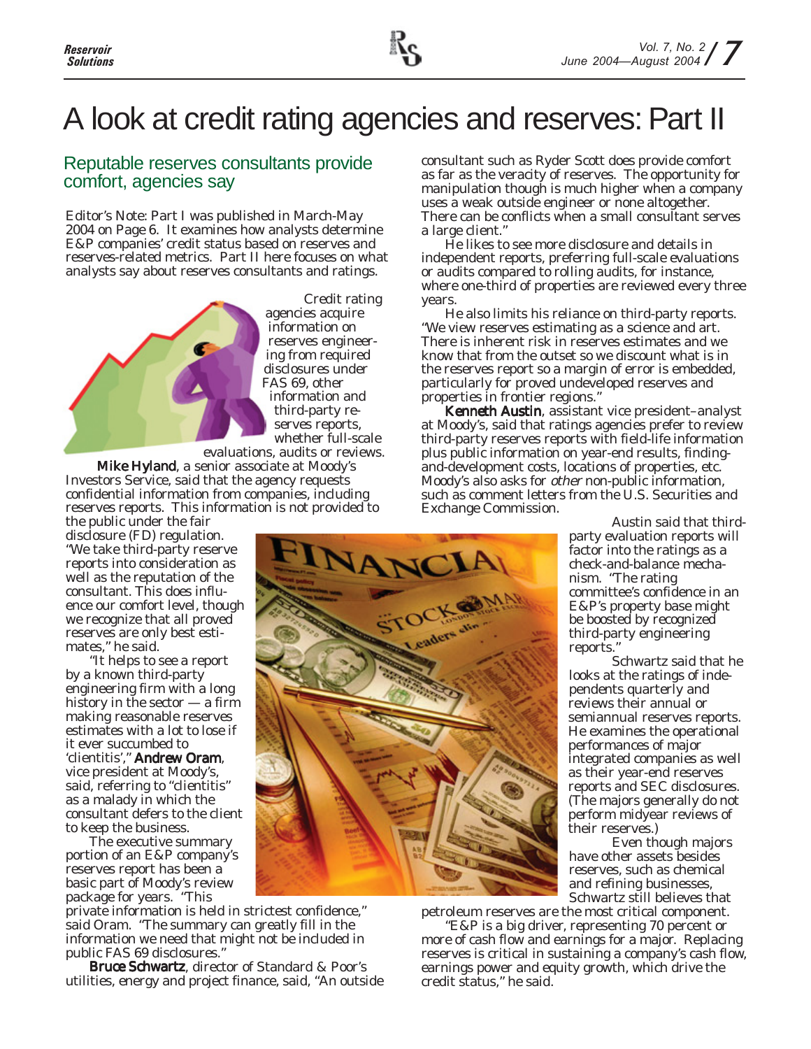# A look at credit rating agencies and reserves: Part II

## Reputable reserves consultants provide comfort, agencies say

*Editor's Note: Part I was published in March-May 2004 on Page 6. It examines how analysts determine E&P companies' credit status based on reserves and reserves-related metrics. Part II here focuses on what analysts say about reserves consultants and ratings.*

Credit rating agencies acquire information on reserves engineering from required disclosures under FAS 69, other information and third-party reserves reports, whether full-scale evaluations, audits or reviews.

**Mike Hyland**, a senior associate at Moody's Investors Service, said that the agency requests confidential information from companies, including reserves reports. This information is not provided to the public under the fair disclosure (FD) regulation. "We take third-party reserve reports into consideration as well as the reputation of the consultant. This does influence our comfort level, though we recognize that all proved reserves are only best estimates," he said.

"It helps to see a report by a known third-party engineering firm with a long history in the sector — a firm making reasonable reserves estimates with a lot to lose if it ever succumbed to 'clientitis'," **Andrew Oram**, vice president at Moody's, said, referring to "clientitis" as a malady in which the consultant defers to the client to keep the business.

The executive summary portion of an E&P company's reserves report has been a basic part of Moody's review package for years. "This private information is held in strictest confidence," said Oram. "The summary can greatly fill in the information we need that might not be included in public FAS 69 disclosures."

**Bruce Schwartz**, director of Standard & Poor's utilities, energy and project finance, said, "An outside consultant such as Ryder Scott does provide comfort as far as the veracity of reserves. The opportunity for manipulation though is much higher when a company uses a weak outside engineer or none altogether. There can be conflicts when a small consultant serves a large client."

He likes to see more disclosure and details in independent reports, preferring full-scale evaluations or audits compared to rolling audits, for instance, where one-third of properties are reviewed every three years.

He also limits his reliance on third-party reports. "We view reserves estimating as a science and art. There is inherent risk in reserves estimates and we know that from the outset so we discount what is in the reserves report so a margin of error is embedded, particularly for proved undeveloped reserves and properties in frontier regions."

**Kenneth Austin**, assistant vice president–analyst at Moody's, said that ratings agencies prefer to review third-party reserves reports with field-life information plus public information on year-end results, finding-and-development costs, locations of properties, etc. Moody's also asks for *other* non-public information, such as comment letters from the U.S. Securities and Exchange Commission.

Austin said that third-party evaluation reports will factor into the ratings as a check-and-balance mechanism. "The rating committee's confidence in an E&P's property base might be boosted by recognized third-party engineering reports."

Schwartz said that he looks at the ratings of independents quarterly and reviews their annual or semiannual reserves reports. He examines the operational performances of major integrated companies as well as their year-end reserves reports and SEC disclosures. (The majors generally do not perform midyear reviews of their reserves.)

Even though majors have other assets besides reserves, such as chemical and refining businesses, Schwartz still believes that petroleum reserves are the most critical component.

"E&P is a big driver, representing 70 percent or more of cash flow and earnings for a major. Replacing reserves is critical in sustaining a company's cash flow, earnings power and equity growth, which drive the credit status," he said.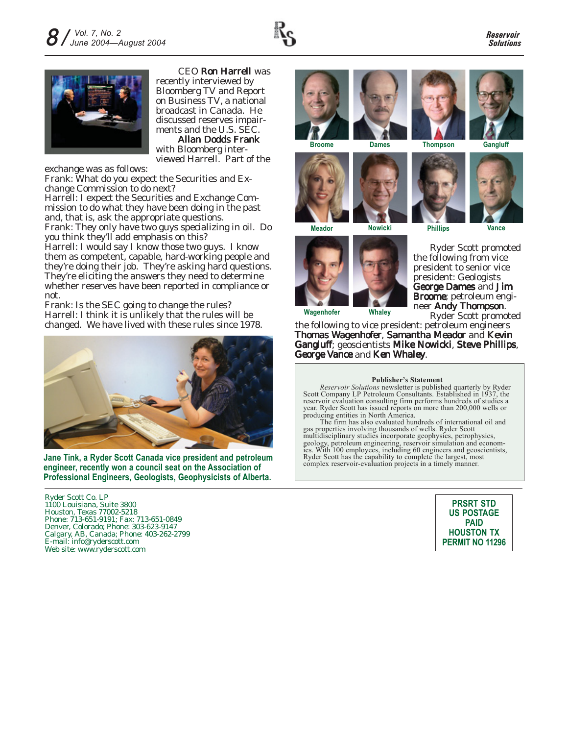CEO **Ron Harrell** was recently interviewed by Bloomberg TV and Report on Business TV, a national broadcast in Canada. He discussed reserves impairments and the U.S. SEC.

**Allan Dodds Frank** with Bloomberg interviewed Harrell. Part of the exchange was as follows:

Frank: What do you expect the Securities and Exchange Commission to do next?

Harrell: I expect the Securities and Exchange Commission to do what they have been doing in the past and, that is, ask the appropriate questions.

Frank: They only have two guys specializing in oil. Do you think they'll add emphasis on this?

Harrell: I would say I know those two guys. I know them as competent, capable, hard-working people and they're doing their job. They're asking hard questions. They're eliciting the answers they need to determine whether reserves have been reported in compliance or not.

Frank: Is the SEC going to change the rules?

Harrell: I think it is unlikely that the rules will be changed. We have lived with these rules since 1978.

**Jane Tink, a Ryder Scott Canada vice president and petroleum engineer, recently won a council seat on the Association of Professional Engineers, Geologists, Geophysicists of Alberta.**

Broome | Dames | Thompson | Gangluff

Meador | Nowicki | Phillips | Vance

Wagenhofer | Whaley

Ryder Scott promoted the following from vice president to senior vice president: Geologists **George Dames** and **Jim Broome**; petroleum engineer **Andy Thompson**.

Ryder Scott promoted the following to vice president: petroleum engineers **Thomas Wagenhofer**, **Samantha Meador** and **Kevin Gangluff**; geoscientists **Mike Nowicki**, **Steve Phillips**, **George Vance** and **Ken Whaley**.

**Publisher's Statement**

*Reservoir Solutions* newsletter is published quarterly by Ryder Scott Company LP Petroleum Consultants. Established in 1937, the reservoir evaluation consulting firm performs hundreds of studies a year. Ryder Scott has issued reports on more than 200,000 wells or producing entities in North America.

The firm has also evaluated hundreds of international oil and gas properties involving thousands of wells. Ryder Scott multidisciplinary studies incorporate geophysics, petrophysics, geology, petroleum engineering, reservoir simulation and economics. With 100 employees, including 60 engineers and geoscientists, Ryder Scott has the capability to complete the largest, most complex reservoir-evaluation projects in a timely manner.

Ryder Scott Co. LP
1100 Louisiana, Suite 3800
Houston, Texas 77002-5218
Phone: 713-651-9191; Fax: 713-651-0849
Denver, Colorado; Phone: 303-623-9147
Calgary, AB, Canada; Phone: 403-262-2799
E-mail: info@ryderscott.com
Web site: www.ryderscott.com

PRSRT STD
US POSTAGE
PAID
HOUSTON TX
PERMIT NO 11296